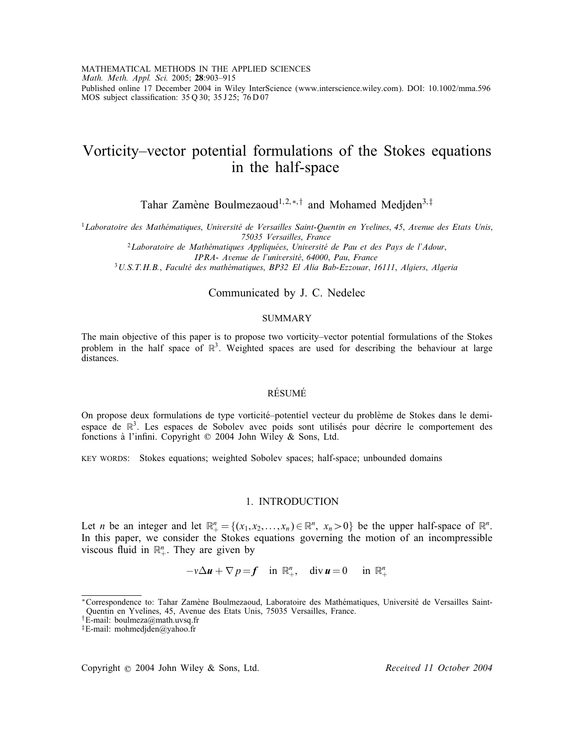MATHEMATICAL METHODS IN THE APPLIED SCIENCES
*Math. Meth. Appl. Sci.* 2005; **28**:903–915
Published online 17 December 2004 in Wiley InterScience (www.interscience.wiley.com). DOI: 10.1002/mma.596
MOS subject classification: 35 Q 30; 35 J 25; 76 D 07

# Vorticity–vector potential formulations of the Stokes equations in the half-space

Tahar Zamène Boulmezaoud[1,2,*,†] and Mohamed Medjden[3,‡]

[1] *Laboratoire des Mathématiques, Université de Versailles Saint-Quentin en Yvelines, 45, Avenue des Etats Unis, 75035 Versailles, France*
[2] *Laboratoire de Mathématiques Appliquées, Université de Pau et des Pays de l'Adour, IPRA- Avenue de l'université, 64000, Pau, France*
[3] *U.S.T.H.B., Faculté des mathématiques, BP32 El Alia Bab-Ezzouar, 16111, Algiers, Algeria*

Communicated by J. C. Nedelec

## SUMMARY

The main objective of this paper is to propose two vorticity–vector potential formulations of the Stokes problem in the half space of $\mathbb{R}^3$. Weighted spaces are used for describing the behaviour at large distances.

## RÉSUMÉ

On propose deux formulations de type vorticité–potentiel vecteur du problème de Stokes dans le demi-espace de $\mathbb{R}^3$. Les espaces de Sobolev avec poids sont utilisés pour décrire le comportement des fonctions à l'infini. Copyright © 2004 John Wiley & Sons, Ltd.

KEY WORDS: Stokes equations; weighted Sobolev spaces; half-space; unbounded domains

## 1. INTRODUCTION

Let $n$ be an integer and let $\mathbb{R}^n_+ = \{(x_1, x_2, \ldots, x_n) \in \mathbb{R}^n,\ x_n > 0\}$ be the upper half-space of $\mathbb{R}^n$. In this paper, we consider the Stokes equations governing the motion of an incompressible viscous fluid in $\mathbb{R}^n_+$. They are given by

$$-v\Delta \boldsymbol{u} + \nabla p = \boldsymbol{f} \quad \text{in } \mathbb{R}^n_+, \quad \operatorname{div} \boldsymbol{u} = 0 \quad \text{in } \mathbb{R}^n_+$$

---

*Correspondence to: Tahar Zamène Boulmezaoud, Laboratoire des Mathématiques, Université de Versailles Saint-Quentin en Yvelines, 45, Avenue des Etats Unis, 75035 Versailles, France.
†E-mail: boulmeza@math.uvsq.fr
‡E-mail: mohmedjden@yahoo.fr

Copyright © 2004 John Wiley & Sons, Ltd. *Received 11 October 2004*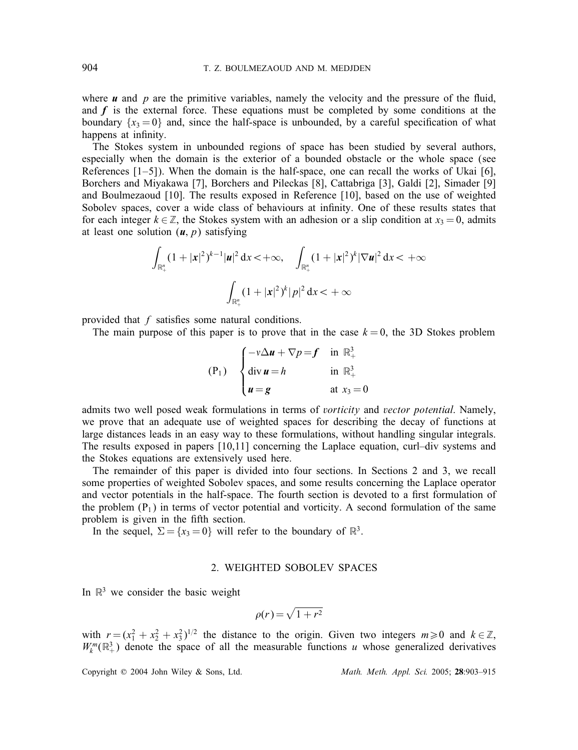where $\boldsymbol{u}$ and $p$ are the primitive variables, namely the velocity and the pressure of the fluid, and $\boldsymbol{f}$ is the external force. These equations must be completed by some conditions at the boundary $\{x_3 = 0\}$ and, since the half-space is unbounded, by a careful specification of what happens at infinity.

The Stokes system in unbounded regions of space has been studied by several authors, especially when the domain is the exterior of a bounded obstacle or the whole space (see References [1–5]). When the domain is the half-space, one can recall the works of Ukai [6], Borchers and Miyakawa [7], Borchers and Pileckas [8], Cattabriga [3], Galdi [2], Simader [9] and Boulmezaoud [10]. The results exposed in Reference [10], based on the use of weighted Sobolev spaces, cover a wide class of behaviours at infinity. One of these results states that for each integer $k \in \mathbb{Z}$, the Stokes system with an adhesion or a slip condition at $x_3 = 0$, admits at least one solution $(\boldsymbol{u}, p)$ satisfying

$$\int_{\mathbb{R}^n_+} (1+|\boldsymbol{x}|^2)^{k-1} |\boldsymbol{u}|^2 \, \mathrm{d}x < +\infty, \quad \int_{\mathbb{R}^n_+} (1+|\boldsymbol{x}|^2)^{k} |\nabla \boldsymbol{u}|^2 \, \mathrm{d}x < +\infty$$

$$\int_{\mathbb{R}^n_+} (1+|\boldsymbol{x}|^2)^{k} |p|^2 \, \mathrm{d}x < +\infty$$

provided that $f$ satisfies some natural conditions.

The main purpose of this paper is to prove that in the case $k=0$, the 3D Stokes problem

$$(\mathrm{P}_1) \quad \begin{cases} -\nu \Delta \boldsymbol{u} + \nabla p = \boldsymbol{f} & \text{in } \mathbb{R}^3_+ \\ \operatorname{div} \boldsymbol{u} = h & \text{in } \mathbb{R}^3_+ \\ \boldsymbol{u} = \boldsymbol{g} & \text{at } x_3 = 0 \end{cases}$$

admits two well posed weak formulations in terms of *vorticity* and *vector potential*. Namely, we prove that an adequate use of weighted spaces for describing the decay of functions at large distances leads in an easy way to these formulations, without handling singular integrals. The results exposed in papers [10,11] concerning the Laplace equation, curl–div systems and the Stokes equations are extensively used here.

The remainder of this paper is divided into four sections. In Sections 2 and 3, we recall some properties of weighted Sobolev spaces, and some results concerning the Laplace operator and vector potentials in the half-space. The fourth section is devoted to a first formulation of the problem $(\mathrm{P}_1)$ in terms of vector potential and vorticity. A second formulation of the same problem is given in the fifth section.

In the sequel, $\Sigma = \{x_3 = 0\}$ will refer to the boundary of $\mathbb{R}^3$.

## 2. WEIGHTED SOBOLEV SPACES

In $\mathbb{R}^3$ we consider the basic weight

$$\rho(r) = \sqrt{1+r^2}$$

with $r = (x_1^2 + x_2^2 + x_3^2)^{1/2}$ the distance to the origin. Given two integers $m \geqslant 0$ and $k \in \mathbb{Z}$, $W^m_k(\mathbb{R}^3_+)$ denote the space of all the measurable functions $u$ whose generalized derivatives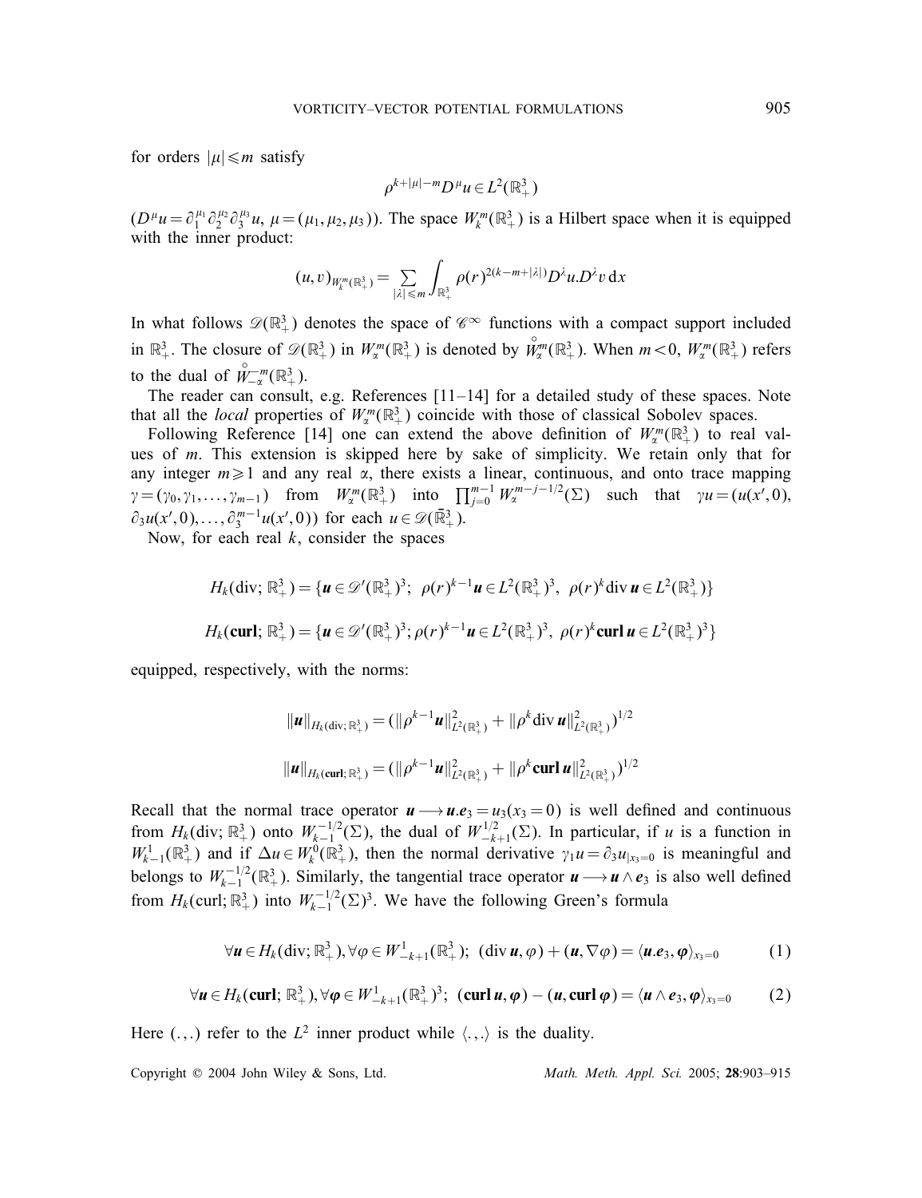for orders $|\mu| \leqslant m$ satisfy

$$\rho^{k+|\mu|-m} D^{\mu} u \in L^2(\mathbb{R}^3_+)$$

($D^{\mu} u = \partial_1^{\mu_1} \partial_2^{\mu_2} \partial_3^{\mu_3} u$, $\mu = (\mu_1, \mu_2, \mu_3)$). The space $W_k^m(\mathbb{R}^3_+)$ is a Hilbert space when it is equipped with the inner product:

$$(u, v)_{W_k^m(\mathbb{R}^3_+)} = \sum_{|\lambda| \leqslant m} \int_{\mathbb{R}^3_+} \rho(r)^{2(k-m+|\lambda|)} D^{\lambda} u . D^{\lambda} v \, \mathrm{d}x$$

In what follows $\mathscr{D}(\mathbb{R}^3_+)$ denotes the space of $\mathscr{C}^{\infty}$ functions with a compact support included in $\mathbb{R}^3_+$. The closure of $\mathscr{D}(\mathbb{R}^3_+)$ in $W_{\alpha}^m(\mathbb{R}^3_+)$ is denoted by $\mathring{W}_{\alpha}^m(\mathbb{R}^3_+)$. When $m < 0$, $W_{\alpha}^m(\mathbb{R}^3_+)$ refers to the dual of $\mathring{W}_{-\alpha}^{-m}(\mathbb{R}^3_+)$.

The reader can consult, e.g. References [11–14] for a detailed study of these spaces. Note that all the *local* properties of $W_{\alpha}^m(\mathbb{R}^3_+)$ coincide with those of classical Sobolev spaces.

Following Reference [14] one can extend the above definition of $W_{\alpha}^m(\mathbb{R}^3_+)$ to real values of $m$. This extension is skipped here by sake of simplicity. We retain only that for any integer $m \geqslant 1$ and any real $\alpha$, there exists a linear, continuous, and onto trace mapping $\gamma = (\gamma_0, \gamma_1, \ldots, \gamma_{m-1})$ from $W_{\alpha}^m(\mathbb{R}^3_+)$ into $\prod_{j=0}^{m-1} W_{\alpha}^{m-j-1/2}(\Sigma)$ such that $\gamma u = (u(x', 0), \partial_3 u(x', 0), \ldots, \partial_3^{m-1} u(x', 0))$ for each $u \in \mathscr{D}(\bar{\mathbb{R}}^3_+)$.

Now, for each real $k$, consider the spaces

$$H_k(\mathrm{div}; \mathbb{R}^3_+) = \{\boldsymbol{u} \in \mathscr{D}'(\mathbb{R}^3_+)^3;\ \rho(r)^{k-1} \boldsymbol{u} \in L^2(\mathbb{R}^3_+)^3,\ \rho(r)^k \mathrm{div}\, \boldsymbol{u} \in L^2(\mathbb{R}^3_+)\}$$

$$H_k(\mathbf{curl}; \mathbb{R}^3_+) = \{\boldsymbol{u} \in \mathscr{D}'(\mathbb{R}^3_+)^3; \rho(r)^{k-1} \boldsymbol{u} \in L^2(\mathbb{R}^3_+)^3,\ \rho(r)^k \mathbf{curl}\, \boldsymbol{u} \in L^2(\mathbb{R}^3_+)^3\}$$

equipped, respectively, with the norms:

$$\|\boldsymbol{u}\|_{H_k(\mathrm{div}; \mathbb{R}^3_+)} = (\|\rho^{k-1} \boldsymbol{u}\|^2_{L^2(\mathbb{R}^3_+)} + \|\rho^k \mathrm{div}\, \boldsymbol{u}\|^2_{L^2(\mathbb{R}^3_+)})^{1/2}$$

$$\|\boldsymbol{u}\|_{H_k(\mathbf{curl}; \mathbb{R}^3_+)} = (\|\rho^{k-1} \boldsymbol{u}\|^2_{L^2(\mathbb{R}^3_+)} + \|\rho^k \mathbf{curl}\, \boldsymbol{u}\|^2_{L^2(\mathbb{R}^3_+)})^{1/2}$$

Recall that the normal trace operator $\boldsymbol{u} \longrightarrow \boldsymbol{u}.\boldsymbol{e}_3 = u_3(x_3 = 0)$ is well defined and continuous from $H_k(\mathrm{div}; \mathbb{R}^3_+)$ onto $W_{k-1}^{-1/2}(\Sigma)$, the dual of $W_{-k+1}^{1/2}(\Sigma)$. In particular, if $u$ is a function in $W_{k-1}^1(\mathbb{R}^3_+)$ and if $\Delta u \in W_k^0(\mathbb{R}^3_+)$, then the normal derivative $\gamma_1 u = \partial_3 u_{|x_3=0}$ is meaningful and belongs to $W_{k-1}^{-1/2}(\mathbb{R}^3_+)$. Similarly, the tangential trace operator $\boldsymbol{u} \longrightarrow \boldsymbol{u} \wedge \boldsymbol{e}_3$ is also well defined from $H_k(\mathrm{curl}; \mathbb{R}^3_+)$ into $W_{k-1}^{-1/2}(\Sigma)^3$. We have the following Green's formula

$$\forall \boldsymbol{u} \in H_k(\mathrm{div}; \mathbb{R}^3_+), \forall \varphi \in W_{-k+1}^1(\mathbb{R}^3_+);\ (\mathrm{div}\, \boldsymbol{u}, \varphi) + (\boldsymbol{u}, \nabla \varphi) = \langle \boldsymbol{u}.\boldsymbol{e}_3, \varphi \rangle_{x_3=0} \tag{1}$$

$$\forall \boldsymbol{u} \in H_k(\mathbf{curl}; \mathbb{R}^3_+), \forall \boldsymbol{\varphi} \in W_{-k+1}^1(\mathbb{R}^3_+)^3;\ (\mathbf{curl}\, \boldsymbol{u}, \boldsymbol{\varphi}) - (\boldsymbol{u}, \mathbf{curl}\, \boldsymbol{\varphi}) = \langle \boldsymbol{u} \wedge \boldsymbol{e}_3, \boldsymbol{\varphi} \rangle_{x_3=0} \tag{2}$$

Here $(.,.)$ refer to the $L^2$ inner product while $\langle .,. \rangle$ is the duality.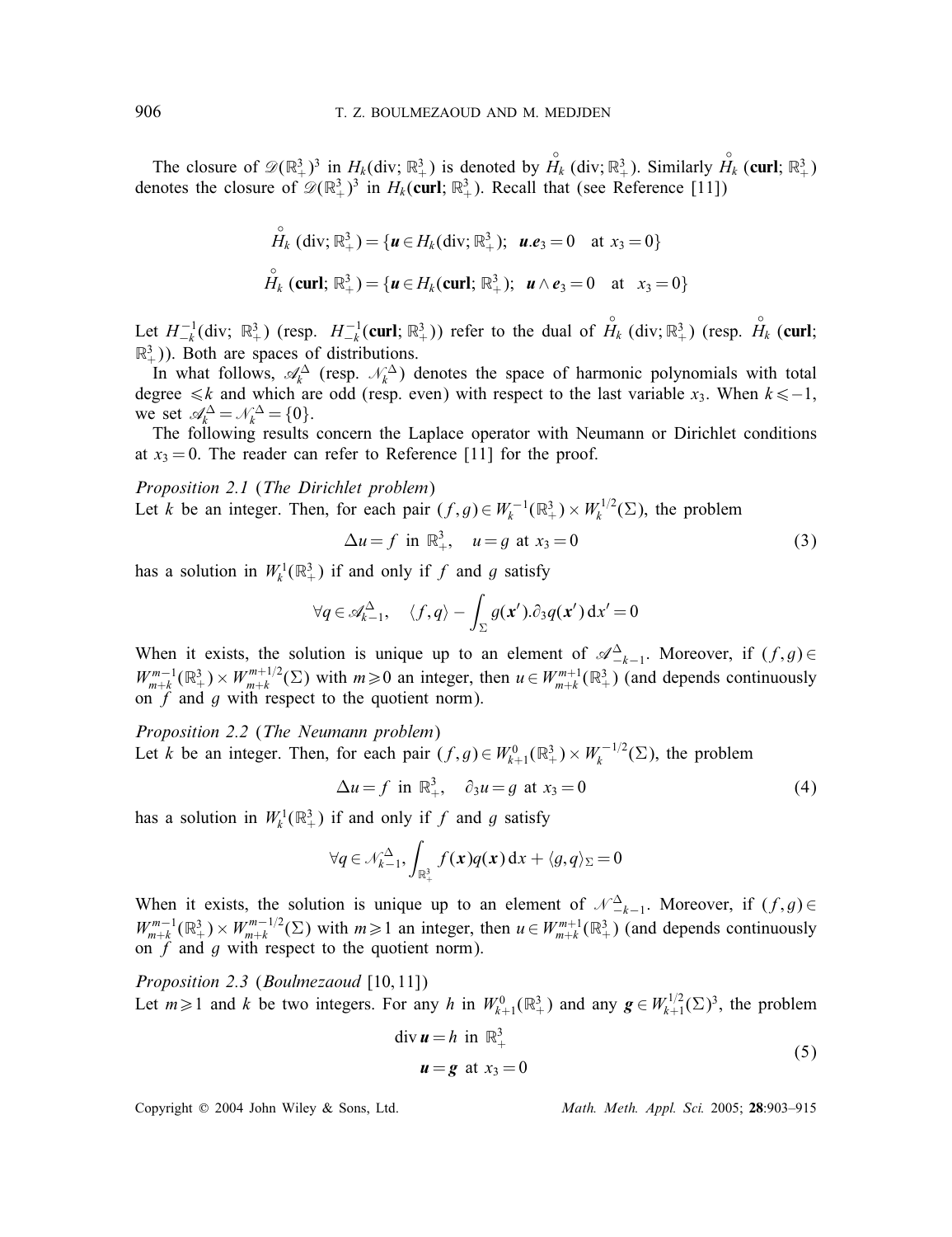The closure of $\mathscr{D}(\mathbb{R}^3_+)^3$ in $H_k(\text{div}; \mathbb{R}^3_+)$ is denoted by $\overset{\circ}{H}_k(\text{div}; \mathbb{R}^3_+)$. Similarly $\overset{\circ}{H}_k(\mathbf{curl}; \mathbb{R}^3_+)$ denotes the closure of $\mathscr{D}(\mathbb{R}^3_+)^3$ in $H_k(\mathbf{curl}; \mathbb{R}^3_+)$. Recall that (see Reference [11])

$$\overset{\circ}{H}_k(\text{div}; \mathbb{R}^3_+) = \{\boldsymbol{u} \in H_k(\text{div}; \mathbb{R}^3_+);\ \ \boldsymbol{u}.\boldsymbol{e}_3 = 0 \quad \text{at } x_3 = 0\}$$

$$\overset{\circ}{H}_k(\mathbf{curl}; \mathbb{R}^3_+) = \{\boldsymbol{u} \in H_k(\mathbf{curl}; \mathbb{R}^3_+);\ \ \boldsymbol{u} \wedge \boldsymbol{e}_3 = 0 \quad \text{at} \quad x_3 = 0\}$$

Let $H^{-1}_{-k}(\text{div}; \mathbb{R}^3_+)$ (resp. $H^{-1}_{-k}(\mathbf{curl}; \mathbb{R}^3_+)$) refer to the dual of $\overset{\circ}{H}_k(\text{div}; \mathbb{R}^3_+)$ (resp. $\overset{\circ}{H}_k(\mathbf{curl}; \mathbb{R}^3_+)$). Both are spaces of distributions.

In what follows, $\mathscr{A}^{\Delta}_k$ (resp. $\mathscr{N}^{\Delta}_k$) denotes the space of harmonic polynomials with total degree $\leqslant k$ and which are odd (resp. even) with respect to the last variable $x_3$. When $k \leqslant -1$, we set $\mathscr{A}^{\Delta}_k = \mathscr{N}^{\Delta}_k = \{0\}$.

The following results concern the Laplace operator with Neumann or Dirichlet conditions at $x_3 = 0$. The reader can refer to Reference [11] for the proof.

*Proposition 2.1* (*The Dirichlet problem*)
Let $k$ be an integer. Then, for each pair $(f, g) \in W^{-1}_k(\mathbb{R}^3_+) \times W^{1/2}_k(\Sigma)$, the problem

$$\Delta u = f \ \text{ in } \mathbb{R}^3_+, \quad u = g \text{ at } x_3 = 0 \tag{3}$$

has a solution in $W^1_k(\mathbb{R}^3_+)$ if and only if $f$ and $g$ satisfy

$$\forall q \in \mathscr{A}^{\Delta}_{k-1}, \quad \langle f, q \rangle - \int_{\Sigma} g(\boldsymbol{x}').\partial_3 q(\boldsymbol{x}')\, \mathrm{d}x' = 0$$

When it exists, the solution is unique up to an element of $\mathscr{A}^{\Delta}_{-k-1}$. Moreover, if $(f, g) \in W^{m-1}_{m+k}(\mathbb{R}^3_+) \times W^{m+1/2}_{m+k}(\Sigma)$ with $m \geqslant 0$ an integer, then $u \in W^{m+1}_{m+k}(\mathbb{R}^3_+)$ (and depends continuously on $f$ and $g$ with respect to the quotient norm).

*Proposition 2.2* (*The Neumann problem*)
Let $k$ be an integer. Then, for each pair $(f, g) \in W^0_{k+1}(\mathbb{R}^3_+) \times W^{-1/2}_k(\Sigma)$, the problem

$$\Delta u = f \ \text{ in } \mathbb{R}^3_+, \quad \partial_3 u = g \text{ at } x_3 = 0 \tag{4}$$

has a solution in $W^1_k(\mathbb{R}^3_+)$ if and only if $f$ and $g$ satisfy

$$\forall q \in \mathscr{N}^{\Delta}_{k-1}, \int_{\mathbb{R}^3_+} f(\boldsymbol{x}) q(\boldsymbol{x})\, \mathrm{d}x + \langle g, q \rangle_{\Sigma} = 0$$

When it exists, the solution is unique up to an element of $\mathscr{N}^{\Delta}_{-k-1}$. Moreover, if $(f, g) \in W^{m-1}_{m+k}(\mathbb{R}^3_+) \times W^{m-1/2}_{m+k}(\Sigma)$ with $m \geqslant 1$ an integer, then $u \in W^{m+1}_{m+k}(\mathbb{R}^3_+)$ (and depends continuously on $f$ and $g$ with respect to the quotient norm).

*Proposition 2.3* (*Boulmezaoud* [10, 11])
Let $m \geqslant 1$ and $k$ be two integers. For any $h$ in $W^0_{k+1}(\mathbb{R}^3_+)$ and any $\boldsymbol{g} \in W^{1/2}_{k+1}(\Sigma)^3$, the problem

$$\begin{aligned} \operatorname{div} \boldsymbol{u} &= h \ \text{ in } \mathbb{R}^3_+ \\ \boldsymbol{u} &= \boldsymbol{g} \ \text{ at } x_3 = 0 \end{aligned} \tag{5}$$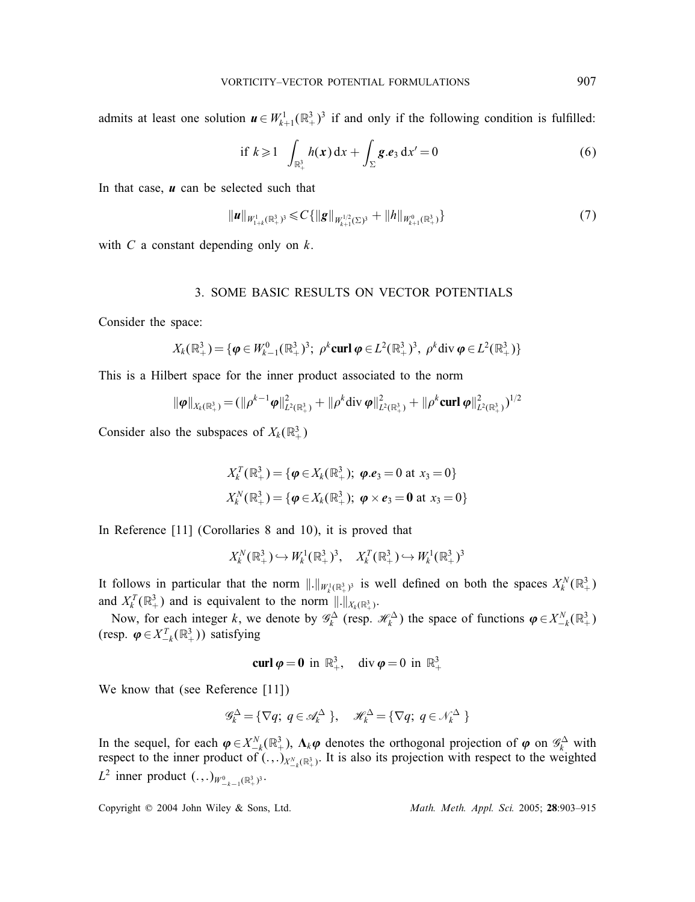admits at least one solution $\boldsymbol{u} \in W^1_{k+1}(\mathbb{R}^3_+)^3$ if and only if the following condition is fulfilled:

$$\text{if } k \geqslant 1 \quad \int_{\mathbb{R}^3_+} h(\boldsymbol{x})\,\mathrm{d}x + \int_\Sigma \boldsymbol{g}.\boldsymbol{e}_3\,\mathrm{d}x' = 0 \tag{6}$$

In that case, $\boldsymbol{u}$ can be selected such that

$$\|\boldsymbol{u}\|_{W^1_{1+k}(\mathbb{R}^3_+)^3} \leqslant C\{\|\boldsymbol{g}\|_{W^{1/2}_{k+1}(\Sigma)^3} + \|h\|_{W^0_{k+1}(\mathbb{R}^3_+)}\} \tag{7}$$

with $C$ a constant depending only on $k$.

## 3. SOME BASIC RESULTS ON VECTOR POTENTIALS

Consider the space:

$$X_k(\mathbb{R}^3_+) = \{\boldsymbol{\varphi} \in W^0_{k-1}(\mathbb{R}^3_+)^3;\ \rho^k \,\mathbf{curl}\,\boldsymbol{\varphi} \in L^2(\mathbb{R}^3_+)^3,\ \rho^k \operatorname{div} \boldsymbol{\varphi} \in L^2(\mathbb{R}^3_+)\}$$

This is a Hilbert space for the inner product associated to the norm

$$\|\boldsymbol{\varphi}\|_{X_k(\mathbb{R}^3_+)} = (\|\rho^{k-1}\boldsymbol{\varphi}\|^2_{L^2(\mathbb{R}^3_+)} + \|\rho^k \operatorname{div} \boldsymbol{\varphi}\|^2_{L^2(\mathbb{R}^3_+)} + \|\rho^k \,\mathbf{curl}\,\boldsymbol{\varphi}\|^2_{L^2(\mathbb{R}^3_+)})^{1/2}$$

Consider also the subspaces of $X_k(\mathbb{R}^3_+)$

$$X^T_k(\mathbb{R}^3_+) = \{\boldsymbol{\varphi} \in X_k(\mathbb{R}^3_+);\ \boldsymbol{\varphi}.\boldsymbol{e}_3 = 0 \text{ at } x_3 = 0\}$$
$$X^N_k(\mathbb{R}^3_+) = \{\boldsymbol{\varphi} \in X_k(\mathbb{R}^3_+);\ \boldsymbol{\varphi} \times \boldsymbol{e}_3 = \boldsymbol{0} \text{ at } x_3 = 0\}$$

In Reference [11] (Corollaries 8 and 10), it is proved that

$$X^N_k(\mathbb{R}^3_+) \hookrightarrow W^1_k(\mathbb{R}^3_+)^3, \quad X^T_k(\mathbb{R}^3_+) \hookrightarrow W^1_k(\mathbb{R}^3_+)^3$$

It follows in particular that the norm $\|.\|_{W^1_k(\mathbb{R}^3_+)^3}$ is well defined on both the spaces $X^N_k(\mathbb{R}^3_+)$ and $X^T_k(\mathbb{R}^3_+)$ and is equivalent to the norm $\|.\|_{X_k(\mathbb{R}^3_+)}$.

Now, for each integer $k$, we denote by $\mathscr{G}^\Delta_k$ (resp. $\mathscr{H}^\Delta_k$) the space of functions $\boldsymbol{\varphi} \in X^N_{-k}(\mathbb{R}^3_+)$ (resp. $\boldsymbol{\varphi} \in X^T_{-k}(\mathbb{R}^3_+)$) satisfying

$$\mathbf{curl}\,\boldsymbol{\varphi} = \boldsymbol{0} \text{ in } \mathbb{R}^3_+, \quad \operatorname{div} \boldsymbol{\varphi} = 0 \text{ in } \mathbb{R}^3_+$$

We know that (see Reference [11])

$$\mathscr{G}^\Delta_k = \{\nabla q;\ q \in \mathscr{A}^\Delta_k\}, \quad \mathscr{H}^\Delta_k = \{\nabla q;\ q \in \mathscr{N}^\Delta_k\}$$

In the sequel, for each $\boldsymbol{\varphi} \in X^N_{-k}(\mathbb{R}^3_+)$, $\boldsymbol{\Lambda}_k\boldsymbol{\varphi}$ denotes the orthogonal projection of $\boldsymbol{\varphi}$ on $\mathscr{G}^\Delta_k$ with respect to the inner product of $(.,.)_{X^N_{-k}(\mathbb{R}^3_+)}$. It is also its projection with respect to the weighted $L^2$ inner product $(.,.)_{W^0_{-k-1}(\mathbb{R}^3_+)^3}$.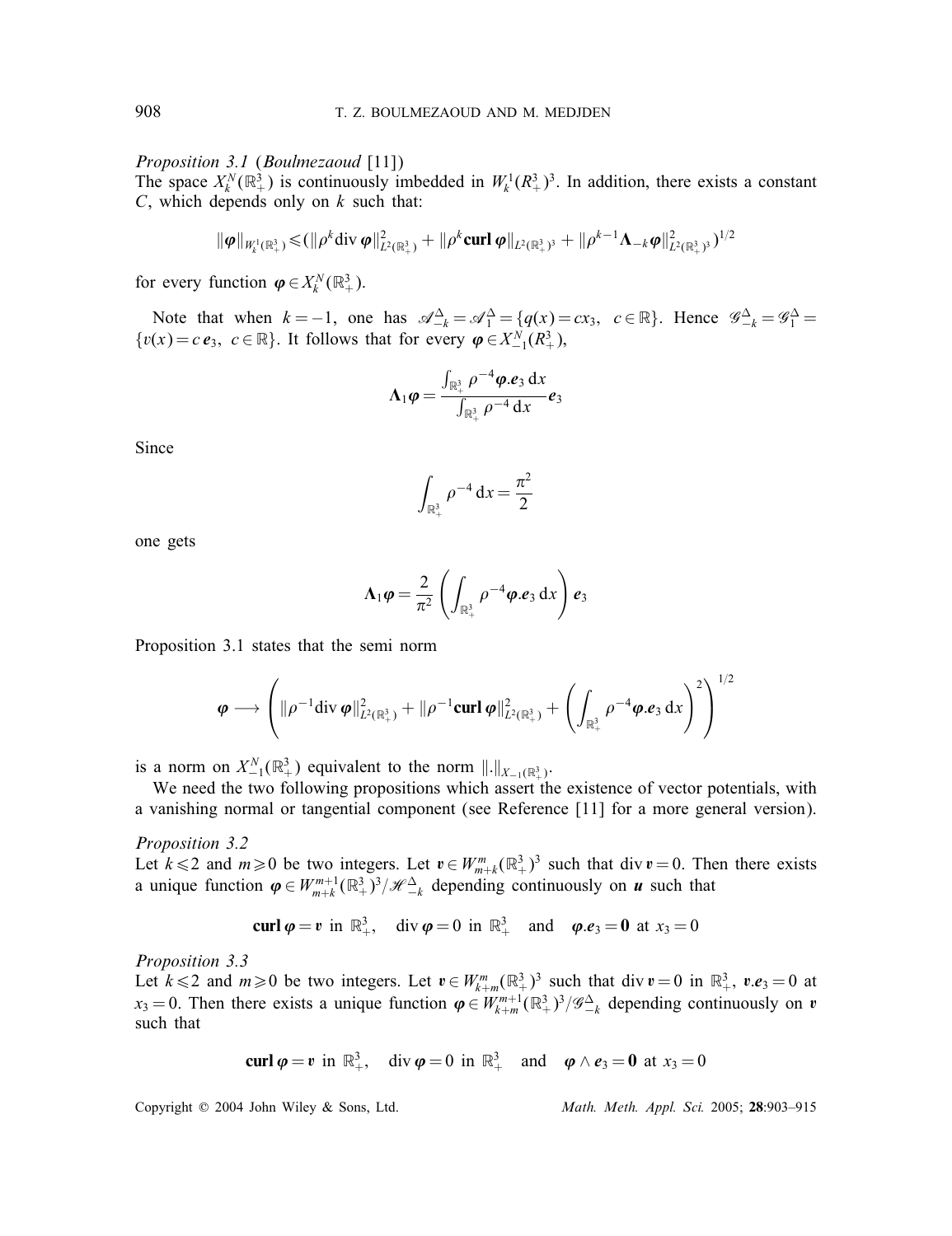*Proposition 3.1* (*Boulmezaoud* [11])
The space $X_k^N(\mathbb{R}^3_+)$ is continuously imbedded in $W_k^1(R^3_+)^3$. In addition, there exists a constant $C$, which depends only on $k$ such that:

$$\|\boldsymbol{\varphi}\|_{W_k^1(\mathbb{R}^3_+)} \leqslant (\|\rho^k \operatorname{div}\boldsymbol{\varphi}\|^2_{L^2(\mathbb{R}^3_+)} + \|\rho^k \mathbf{curl}\,\boldsymbol{\varphi}\|_{L^2(\mathbb{R}^3_+)^3} + \|\rho^{k-1}\boldsymbol{\Lambda}_{-k}\boldsymbol{\varphi}\|^2_{L^2(\mathbb{R}^3_+)^3})^{1/2}$$

for every function $\boldsymbol{\varphi} \in X_k^N(\mathbb{R}^3_+)$.

Note that when $k=-1$, one has $\mathscr{A}^\Delta_{-k} = \mathscr{A}^\Delta_1 = \{q(x) = cx_3,\ c\in\mathbb{R}\}$. Hence $\mathscr{G}^\Delta_{-k} = \mathscr{G}^\Delta_1 = \{v(x) = c\,\boldsymbol{e}_3,\ c\in\mathbb{R}\}$. It follows that for every $\boldsymbol{\varphi}\in X_{-1}^N(R^3_+)$,

$$\boldsymbol{\Lambda}_1\boldsymbol{\varphi} = \frac{\int_{\mathbb{R}^3_+} \rho^{-4}\boldsymbol{\varphi}.\boldsymbol{e}_3\,\mathrm{d}x}{\int_{\mathbb{R}^3_+}\rho^{-4}\,\mathrm{d}x}\boldsymbol{e}_3$$

Since

$$\int_{\mathbb{R}^3_+} \rho^{-4}\,\mathrm{d}x = \frac{\pi^2}{2}$$

one gets

$$\boldsymbol{\Lambda}_1\boldsymbol{\varphi} = \frac{2}{\pi^2}\left(\int_{\mathbb{R}^3_+}\rho^{-4}\boldsymbol{\varphi}.\boldsymbol{e}_3\,\mathrm{d}x\right)\boldsymbol{e}_3$$

Proposition 3.1 states that the semi norm

$$\boldsymbol{\varphi} \longrightarrow \left(\|\rho^{-1}\operatorname{div}\boldsymbol{\varphi}\|^2_{L^2(\mathbb{R}^3_+)} + \|\rho^{-1}\mathbf{curl}\,\boldsymbol{\varphi}\|^2_{L^2(\mathbb{R}^3_+)} + \left(\int_{\mathbb{R}^3_+}\rho^{-4}\boldsymbol{\varphi}.\boldsymbol{e}_3\,\mathrm{d}x\right)^2\right)^{1/2}$$

is a norm on $X_{-1}^N(\mathbb{R}^3_+)$ equivalent to the norm $\|.\|_{X_{-1}(\mathbb{R}^3_+)}$.

We need the two following propositions which assert the existence of vector potentials, with a vanishing normal or tangential component (see Reference [11] for a more general version).

*Proposition 3.2*
Let $k\leqslant 2$ and $m\geqslant 0$ be two integers. Let $\boldsymbol{v}\in W^m_{m+k}(\mathbb{R}^3_+)^3$ such that $\operatorname{div}\boldsymbol{v}=0$. Then there exists a unique function $\boldsymbol{\varphi}\in W^{m+1}_{m+k}(\mathbb{R}^3_+)^3/\mathscr{H}^\Delta_{-k}$ depending continuously on $\boldsymbol{u}$ such that

$$\mathbf{curl}\,\boldsymbol{\varphi} = \boldsymbol{v} \text{ in } \mathbb{R}^3_+, \quad \operatorname{div}\boldsymbol{\varphi} = 0 \text{ in } \mathbb{R}^3_+ \quad\text{and}\quad \boldsymbol{\varphi}.\boldsymbol{e}_3 = \mathbf{0} \text{ at } x_3 = 0$$

*Proposition 3.3*
Let $k\leqslant 2$ and $m\geqslant 0$ be two integers. Let $\boldsymbol{v}\in W^m_{k+m}(\mathbb{R}^3_+)^3$ such that $\operatorname{div}\boldsymbol{v}=0$ in $\mathbb{R}^3_+$, $\boldsymbol{v}.\boldsymbol{e}_3=0$ at $x_3=0$. Then there exists a unique function $\boldsymbol{\varphi}\in W^{m+1}_{k+m}(\mathbb{R}^3_+)^3/\mathscr{G}^\Delta_{-k}$ depending continuously on $\boldsymbol{v}$ such that

$$\mathbf{curl}\,\boldsymbol{\varphi} = \boldsymbol{v} \text{ in } \mathbb{R}^3_+, \quad \operatorname{div}\boldsymbol{\varphi} = 0 \text{ in } \mathbb{R}^3_+ \quad\text{and}\quad \boldsymbol{\varphi}\wedge\boldsymbol{e}_3 = \mathbf{0} \text{ at } x_3 = 0$$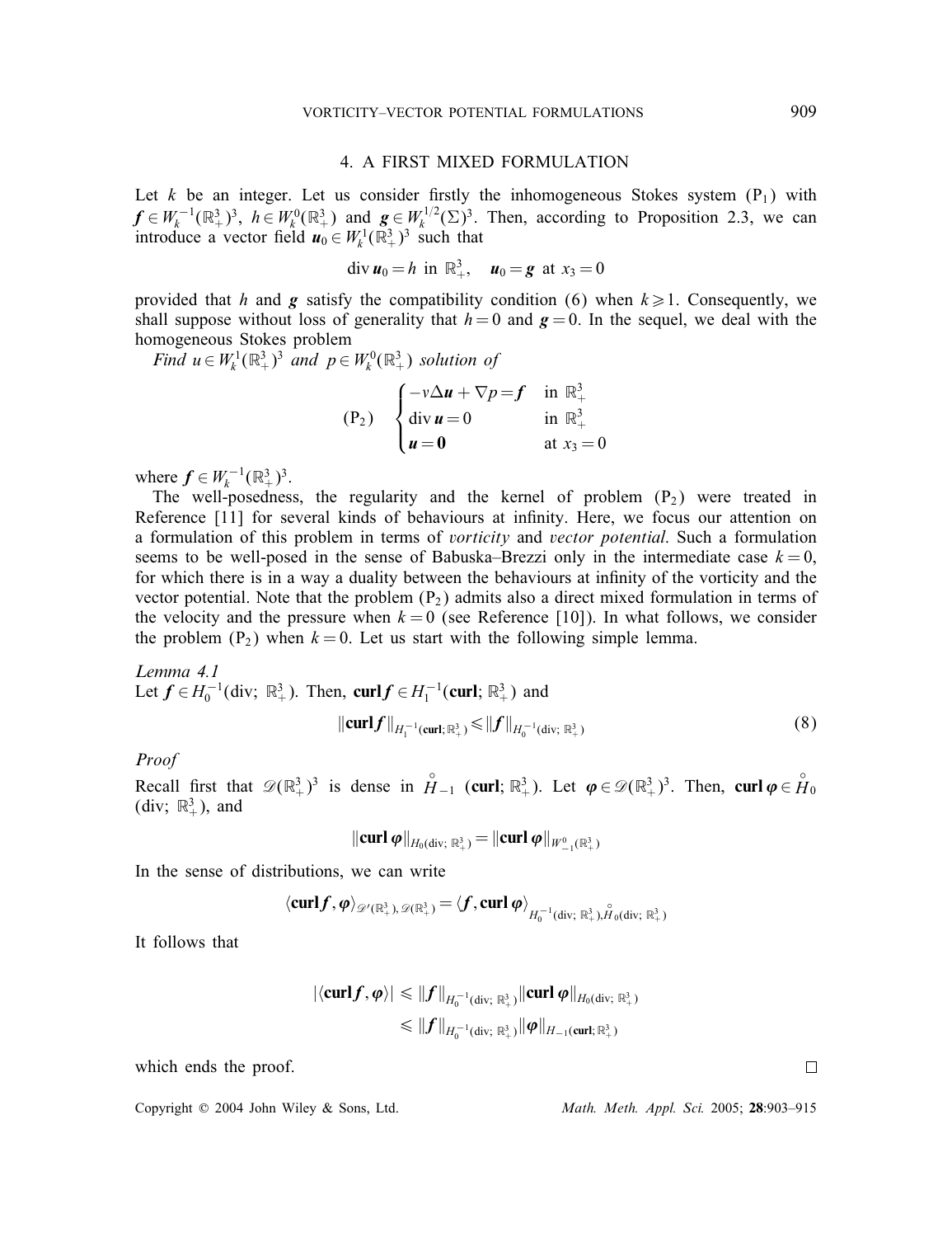## 4. A FIRST MIXED FORMULATION

Let $k$ be an integer. Let us consider firstly the inhomogeneous Stokes system $(\mathrm{P}_1)$ with $\boldsymbol{f} \in W_k^{-1}(\mathbb{R}_+^3)^3$, $h \in W_k^0(\mathbb{R}_+^3)$ and $\boldsymbol{g} \in W_k^{1/2}(\Sigma)^3$. Then, according to Proposition 2.3, we can introduce a vector field $\boldsymbol{u}_0 \in W_k^1(\mathbb{R}_+^3)^3$ such that

$$\operatorname{div} \boldsymbol{u}_0 = h \text{ in } \mathbb{R}_+^3, \quad \boldsymbol{u}_0 = \boldsymbol{g} \text{ at } x_3 = 0$$

provided that $h$ and $\boldsymbol{g}$ satisfy the compatibility condition (6) when $k \geqslant 1$. Consequently, we shall suppose without loss of generality that $h = 0$ and $\boldsymbol{g} = 0$. In the sequel, we deal with the homogeneous Stokes problem

*Find* $u \in W_k^1(\mathbb{R}_+^3)^3$ *and* $p \in W_k^0(\mathbb{R}_+^3)$ *solution of*

$$(\mathrm{P}_2) \quad \begin{cases} -\nu \Delta \boldsymbol{u} + \nabla p = \boldsymbol{f} & \text{in } \mathbb{R}_+^3 \\ \operatorname{div} \boldsymbol{u} = 0 & \text{in } \mathbb{R}_+^3 \\ \boldsymbol{u} = \mathbf{0} & \text{at } x_3 = 0 \end{cases}$$

where $\boldsymbol{f} \in W_k^{-1}(\mathbb{R}_+^3)^3$.

The well-posedness, the regularity and the kernel of problem $(\mathrm{P}_2)$ were treated in Reference [11] for several kinds of behaviours at infinity. Here, we focus our attention on a formulation of this problem in terms of *vorticity* and *vector potential*. Such a formulation seems to be well-posed in the sense of Babuska–Brezzi only in the intermediate case $k = 0$, for which there is in a way a duality between the behaviours at infinity of the vorticity and the vector potential. Note that the problem $(\mathrm{P}_2)$ admits also a direct mixed formulation in terms of the velocity and the pressure when $k = 0$ (see Reference [10]). In what follows, we consider the problem $(\mathrm{P}_2)$ when $k = 0$. Let us start with the following simple lemma.

*Lemma 4.1*

Let $\boldsymbol{f} \in H_0^{-1}(\operatorname{div};\, \mathbb{R}_+^3)$. Then, $\mathbf{curl}\,\boldsymbol{f} \in H_1^{-1}(\mathbf{curl};\, \mathbb{R}_+^3)$ and

$$\|\mathbf{curl}\,\boldsymbol{f}\|_{H_1^{-1}(\mathbf{curl};\, \mathbb{R}_+^3)} \leqslant \|\boldsymbol{f}\|_{H_0^{-1}(\operatorname{div};\, \mathbb{R}_+^3)} \tag{8}$$

*Proof*

Recall first that $\mathscr{D}(\mathbb{R}_+^3)^3$ is dense in $\overset{\circ}{H}_{-1}(\mathbf{curl};\, \mathbb{R}_+^3)$. Let $\boldsymbol{\varphi} \in \mathscr{D}(\mathbb{R}_+^3)^3$. Then, $\mathbf{curl}\,\boldsymbol{\varphi} \in \overset{\circ}{H}_0(\operatorname{div};\, \mathbb{R}_+^3)$, and

$$\|\mathbf{curl}\,\boldsymbol{\varphi}\|_{H_0(\operatorname{div};\, \mathbb{R}_+^3)} = \|\mathbf{curl}\,\boldsymbol{\varphi}\|_{W_{-1}^0(\mathbb{R}_+^3)}$$

In the sense of distributions, we can write

$$\langle \mathbf{curl}\,\boldsymbol{f}, \boldsymbol{\varphi} \rangle_{\mathscr{D}'(\mathbb{R}_+^3),\, \mathscr{D}(\mathbb{R}_+^3)} = \langle \boldsymbol{f}, \mathbf{curl}\,\boldsymbol{\varphi} \rangle_{H_0^{-1}(\operatorname{div};\, \mathbb{R}_+^3),\, \overset{\circ}{H}_0(\operatorname{div};\, \mathbb{R}_+^3)}$$

It follows that

$$\begin{aligned} |\langle \mathbf{curl}\,\boldsymbol{f}, \boldsymbol{\varphi} \rangle| &\leqslant \|\boldsymbol{f}\|_{H_0^{-1}(\operatorname{div};\, \mathbb{R}_+^3)} \|\mathbf{curl}\,\boldsymbol{\varphi}\|_{H_0(\operatorname{div};\, \mathbb{R}_+^3)} \\ &\leqslant \|\boldsymbol{f}\|_{H_0^{-1}(\operatorname{div};\, \mathbb{R}_+^3)} \|\boldsymbol{\varphi}\|_{H_{-1}(\mathbf{curl};\, \mathbb{R}_+^3)} \end{aligned}$$

which ends the proof. □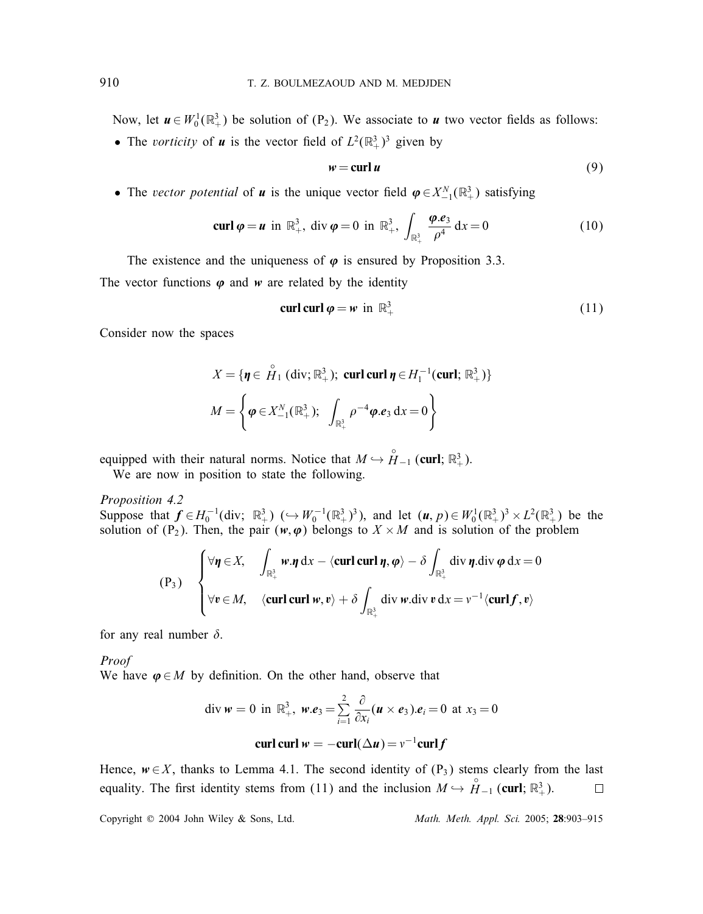Now, let $\boldsymbol{u} \in W_0^1(\mathbb{R}^3_+)$ be solution of $(\mathrm{P}_2)$. We associate to $\boldsymbol{u}$ two vector fields as follows:

- The *vorticity* of $\boldsymbol{u}$ is the vector field of $L^2(\mathbb{R}^3_+)^3$ given by

$$\boldsymbol{w} = \mathbf{curl}\, \boldsymbol{u} \tag{9}$$

- The *vector potential* of $\boldsymbol{u}$ is the unique vector field $\boldsymbol{\varphi} \in X^N_{-1}(\mathbb{R}^3_+)$ satisfying

$$\mathbf{curl}\, \boldsymbol{\varphi} = \boldsymbol{u} \ \text{ in } \mathbb{R}^3_+, \ \operatorname{div} \boldsymbol{\varphi} = 0 \ \text{ in } \mathbb{R}^3_+, \ \int_{\mathbb{R}^3_+} \frac{\boldsymbol{\varphi}.\boldsymbol{e}_3}{\rho^4}\, \mathrm{d}x = 0 \tag{10}$$

The existence and the uniqueness of $\boldsymbol{\varphi}$ is ensured by Proposition 3.3.

The vector functions $\boldsymbol{\varphi}$ and $\boldsymbol{w}$ are related by the identity

$$\mathbf{curl}\,\mathbf{curl}\, \boldsymbol{\varphi} = \boldsymbol{w} \ \text{ in } \mathbb{R}^3_+ \tag{11}$$

Consider now the spaces

$$X = \{\boldsymbol{\eta} \in \overset{\circ}{H}_1(\operatorname{div}; \mathbb{R}^3_+); \ \mathbf{curl}\,\mathbf{curl}\, \boldsymbol{\eta} \in H_1^{-1}(\mathbf{curl}; \mathbb{R}^3_+)\}$$

$$M = \left\{ \boldsymbol{\varphi} \in X^N_{-1}(\mathbb{R}^3_+); \ \int_{\mathbb{R}^3_+} \rho^{-4} \boldsymbol{\varphi}.\boldsymbol{e}_3\, \mathrm{d}x = 0 \right\}$$

equipped with their natural norms. Notice that $M \hookrightarrow \overset{\circ}{H}_{-1}(\mathbf{curl}; \mathbb{R}^3_+)$.

We are now in position to state the following.

*Proposition 4.2*

Suppose that $\boldsymbol{f} \in H_0^{-1}(\operatorname{div}; \mathbb{R}^3_+)$ $(\hookrightarrow W_0^{-1}(\mathbb{R}^3_+)^3)$, and let $(\boldsymbol{u}, p) \in W_0^1(\mathbb{R}^3_+)^3 \times L^2(\mathbb{R}^3_+)$ be the solution of $(\mathrm{P}_2)$. Then, the pair $(\boldsymbol{w}, \boldsymbol{\varphi})$ belongs to $X \times M$ and is solution of the problem

$$(\mathrm{P}_3) \quad \begin{cases} \forall \boldsymbol{\eta} \in X, \quad \displaystyle\int_{\mathbb{R}^3_+} \boldsymbol{w}.\boldsymbol{\eta}\, \mathrm{d}x - \langle \mathbf{curl}\,\mathbf{curl}\, \boldsymbol{\eta}, \boldsymbol{\varphi} \rangle - \delta \int_{\mathbb{R}^3_+} \operatorname{div} \boldsymbol{\eta}.\operatorname{div} \boldsymbol{\varphi}\, \mathrm{d}x = 0 \\ \forall \boldsymbol{v} \in M, \quad \langle \mathbf{curl}\,\mathbf{curl}\, \boldsymbol{w}, \boldsymbol{v} \rangle + \delta \displaystyle\int_{\mathbb{R}^3_+} \operatorname{div} \boldsymbol{w}.\operatorname{div} \boldsymbol{v}\, \mathrm{d}x = v^{-1} \langle \mathbf{curl}\, \boldsymbol{f}, \boldsymbol{v} \rangle \end{cases}$$

for any real number $\delta$.

*Proof*

We have $\boldsymbol{\varphi} \in M$ by definition. On the other hand, observe that

$$\operatorname{div} \boldsymbol{w} = 0 \ \text{ in } \mathbb{R}^3_+, \ \boldsymbol{w}.\boldsymbol{e}_3 = \sum_{i=1}^{2} \frac{\partial}{\partial x_i} (\boldsymbol{u} \times \boldsymbol{e}_3).\boldsymbol{e}_i = 0 \ \text{ at } x_3 = 0$$

$$\mathbf{curl}\,\mathbf{curl}\, \boldsymbol{w} = -\mathbf{curl}(\Delta \boldsymbol{u}) = v^{-1} \mathbf{curl}\, \boldsymbol{f}$$

Hence, $\boldsymbol{w} \in X$, thanks to Lemma 4.1. The second identity of $(\mathrm{P}_3)$ stems clearly from the last equality. The first identity stems from (11) and the inclusion $M \hookrightarrow \overset{\circ}{H}_{-1}(\mathbf{curl}; \mathbb{R}^3_+)$. $\square$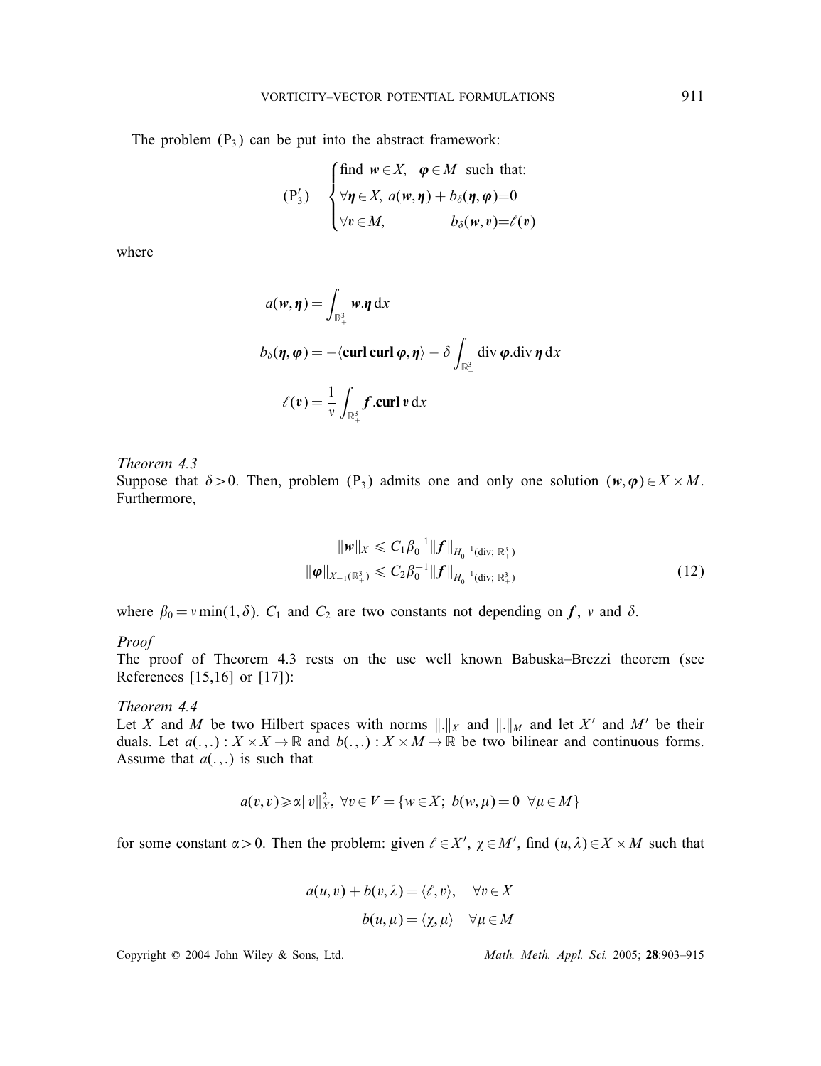The problem $(\mathrm{P}_3)$ can be put into the abstract framework:

$$
(\mathrm{P}_3') \quad \begin{cases} \text{find } \boldsymbol{w} \in X, \quad \boldsymbol{\varphi} \in M \text{ such that:} \\ \forall \boldsymbol{\eta} \in X, \; a(\boldsymbol{w}, \boldsymbol{\eta}) + b_\delta(\boldsymbol{\eta}, \boldsymbol{\varphi}) = 0 \\ \forall \boldsymbol{v} \in M, \qquad\qquad b_\delta(\boldsymbol{w}, \boldsymbol{v}) = \ell(\boldsymbol{v}) \end{cases}
$$

where

$$
a(\boldsymbol{w}, \boldsymbol{\eta}) = \int_{\mathbb{R}^3_+} \boldsymbol{w}.\boldsymbol{\eta} \, \mathrm{d}x
$$

$$
b_\delta(\boldsymbol{\eta}, \boldsymbol{\varphi}) = -\langle \mathbf{curl}\,\mathbf{curl}\,\boldsymbol{\varphi}, \boldsymbol{\eta} \rangle - \delta \int_{\mathbb{R}^3_+} \operatorname{div} \boldsymbol{\varphi}.\operatorname{div} \boldsymbol{\eta} \, \mathrm{d}x
$$

$$
\ell(\boldsymbol{v}) = \frac{1}{v} \int_{\mathbb{R}^3_+} \boldsymbol{f}.\mathbf{curl}\,\boldsymbol{v} \, \mathrm{d}x
$$

*Theorem 4.3*

Suppose that $\delta > 0$. Then, problem $(\mathrm{P}_3)$ admits one and only one solution $(\boldsymbol{w}, \boldsymbol{\varphi}) \in X \times M$. Furthermore,

$$
\begin{aligned}
\|\boldsymbol{w}\|_X &\leqslant C_1 \beta_0^{-1} \|\boldsymbol{f}\|_{H_0^{-1}(\mathrm{div};\, \mathbb{R}^3_+)} \\
\|\boldsymbol{\varphi}\|_{X_{-1}(\mathbb{R}^3_+)} &\leqslant C_2 \beta_0^{-1} \|\boldsymbol{f}\|_{H_0^{-1}(\mathrm{div};\, \mathbb{R}^3_+)}
\end{aligned} \tag{12}
$$

where $\beta_0 = v \min(1, \delta)$. $C_1$ and $C_2$ are two constants not depending on $\boldsymbol{f}$, $v$ and $\delta$.

*Proof*

The proof of Theorem 4.3 rests on the use well known Babuska–Brezzi theorem (see References [15,16] or [17]):

*Theorem 4.4*

Let $X$ and $M$ be two Hilbert spaces with norms $\|.\|_X$ and $\|.\|_M$ and let $X'$ and $M'$ be their duals. Let $a(.,.) : X \times X \to \mathbb{R}$ and $b(.,.) : X \times M \to \mathbb{R}$ be two bilinear and continuous forms. Assume that $a(.,.)$ is such that

$$
a(v, v) \geqslant \alpha \|v\|_X^2, \; \forall v \in V = \{ w \in X; \; b(w, \mu) = 0 \;\; \forall \mu \in M \}
$$

for some constant $\alpha > 0$. Then the problem: given $\ell \in X'$, $\chi \in M'$, find $(u, \lambda) \in X \times M$ such that

$$
\begin{aligned}
a(u, v) + b(v, \lambda) &= \langle \ell, v \rangle, \quad \forall v \in X \\
b(u, \mu) &= \langle \chi, \mu \rangle \quad \forall \mu \in M
\end{aligned}
$$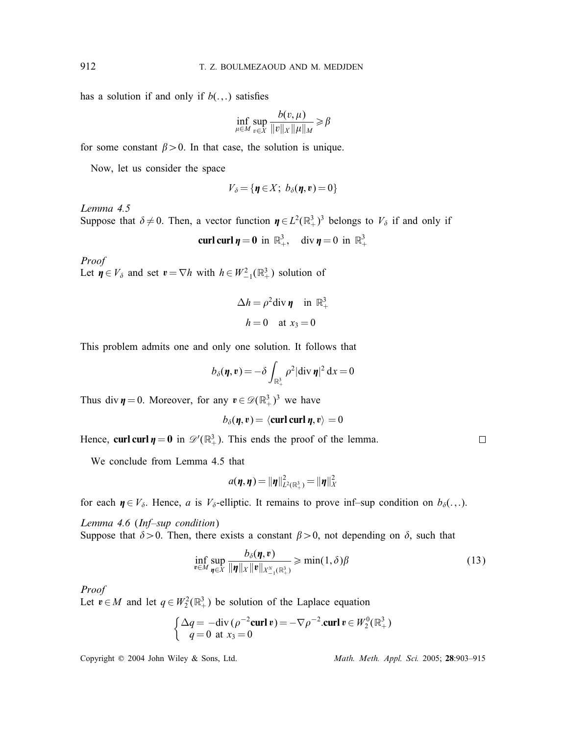has a solution if and only if $b(.,.)$ satisfies

$$\inf_{\mu \in M} \sup_{v \in X} \frac{b(v,\mu)}{\|v\|_X \|\mu\|_M} \geqslant \beta$$

for some constant $\beta > 0$. In that case, the solution is unique.

Now, let us consider the space

$$V_\delta = \{\boldsymbol{\eta} \in X;\ b_\delta(\boldsymbol{\eta}, \boldsymbol{v}) = 0\}$$

*Lemma 4.5*
Suppose that $\delta \neq 0$. Then, a vector function $\boldsymbol{\eta} \in L^2(\mathbb{R}^3_+)^3$ belongs to $V_\delta$ if and only if

$$\mathbf{curl}\,\mathbf{curl}\,\boldsymbol{\eta} = \mathbf{0} \ \text{ in } \mathbb{R}^3_+, \quad \operatorname{div}\boldsymbol{\eta} = 0 \ \text{ in } \mathbb{R}^3_+$$

*Proof*
Let $\boldsymbol{\eta} \in V_\delta$ and set $\boldsymbol{v} = \nabla h$ with $h \in W^2_{-1}(\mathbb{R}^3_+)$ solution of

$$\Delta h = \rho^2 \operatorname{div}\boldsymbol{\eta} \quad \text{in } \mathbb{R}^3_+$$

$$h = 0 \quad \text{at } x_3 = 0$$

This problem admits one and only one solution. It follows that

$$b_\delta(\boldsymbol{\eta}, \boldsymbol{v}) = -\delta \int_{\mathbb{R}^3_+} \rho^2 |\operatorname{div}\boldsymbol{\eta}|^2 \,\mathrm{d}x = 0$$

Thus $\operatorname{div}\boldsymbol{\eta} = 0$. Moreover, for any $\boldsymbol{v} \in \mathscr{D}(\mathbb{R}^3_+)^3$ we have

$$b_\delta(\boldsymbol{\eta}, \boldsymbol{v}) = \langle \mathbf{curl}\,\mathbf{curl}\,\boldsymbol{\eta}, \boldsymbol{v}\rangle = 0$$

Hence, $\mathbf{curl}\,\mathbf{curl}\,\boldsymbol{\eta} = \mathbf{0}$ in $\mathscr{D}'(\mathbb{R}^3_+)$. This ends the proof of the lemma. □

We conclude from Lemma 4.5 that

$$a(\boldsymbol{\eta}, \boldsymbol{\eta}) = \|\boldsymbol{\eta}\|^2_{L^2(\mathbb{R}^3_+)} = \|\boldsymbol{\eta}\|^2_X$$

for each $\boldsymbol{\eta} \in V_\delta$. Hence, $a$ is $V_\delta$-elliptic. It remains to prove inf–sup condition on $b_\delta(.,.)$.

*Lemma 4.6* (*Inf–sup condition*)
Suppose that $\delta > 0$. Then, there exists a constant $\beta > 0$, not depending on $\delta$, such that

$$\inf_{\boldsymbol{v} \in M} \sup_{\boldsymbol{\eta} \in X} \frac{b_\delta(\boldsymbol{\eta}, \boldsymbol{v})}{\|\boldsymbol{\eta}\|_X \|\boldsymbol{v}\|_{X^N_{-1}(\mathbb{R}^3_+)}} \geqslant \min(1, \delta)\beta \tag{13}$$

*Proof*
Let $\boldsymbol{v} \in M$ and let $q \in W^2_2(\mathbb{R}^3_+)$ be solution of the Laplace equation

$$\begin{cases} \Delta q = -\operatorname{div}(\rho^{-2}\mathbf{curl}\,\boldsymbol{v}) = -\nabla\rho^{-2}.\mathbf{curl}\,\boldsymbol{v} \in W^0_2(\mathbb{R}^3_+) \\ q = 0 \ \text{ at } x_3 = 0 \end{cases}$$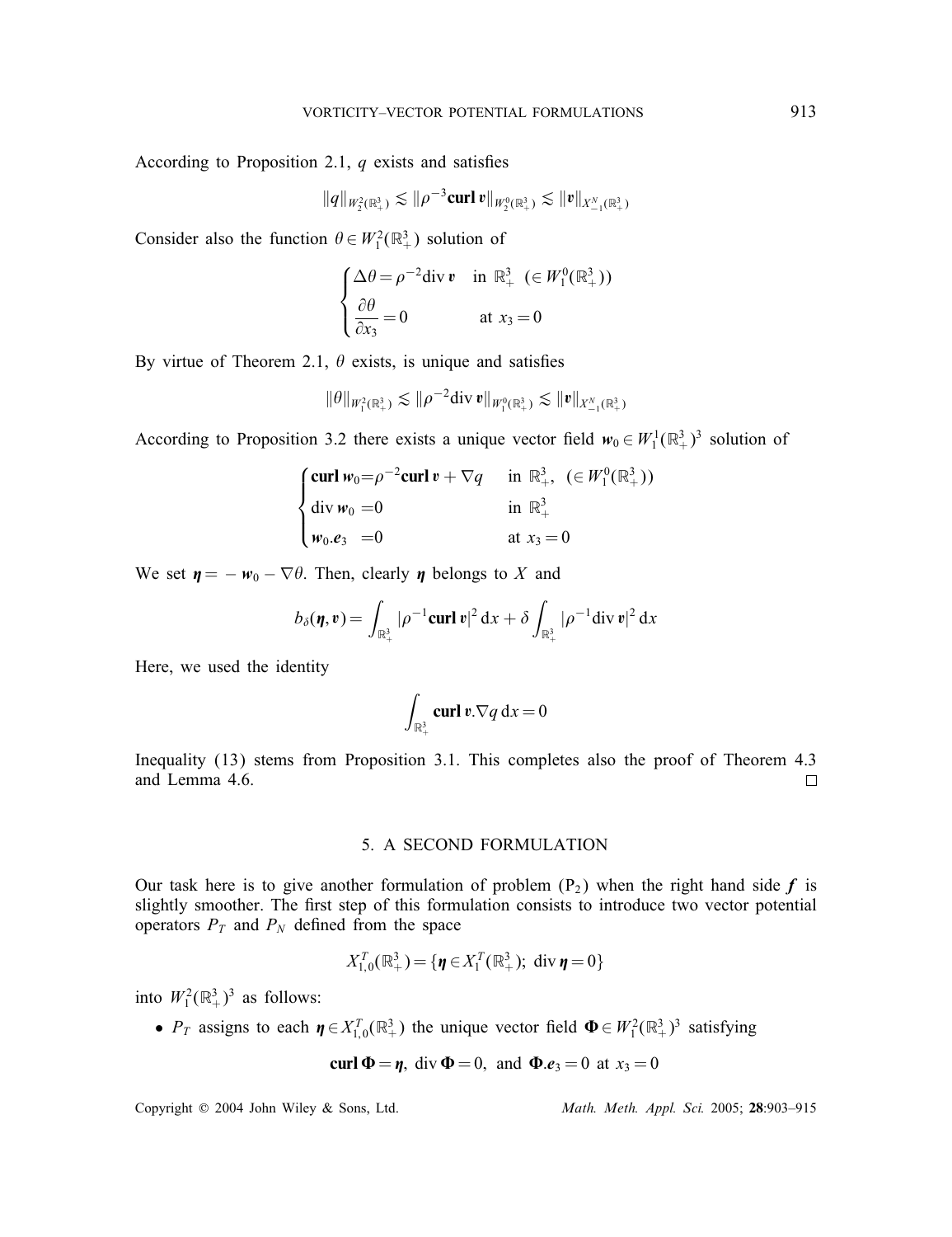According to Proposition 2.1, $q$ exists and satisfies

$$\|q\|_{W_2^2(\mathbb{R}_+^3)} \lesssim \|\rho^{-3}\mathbf{curl}\,\boldsymbol{v}\|_{W_2^0(\mathbb{R}_+^3)} \lesssim \|\boldsymbol{v}\|_{X_{-1}^N(\mathbb{R}_+^3)}$$

Consider also the function $\theta \in W_1^2(\mathbb{R}_+^3)$ solution of

$$\begin{cases} \Delta\theta = \rho^{-2}\mathrm{div}\,\boldsymbol{v} & \text{in } \mathbb{R}_+^3 \ \ (\in W_1^0(\mathbb{R}_+^3)) \\ \dfrac{\partial\theta}{\partial x_3} = 0 & \text{at } x_3 = 0 \end{cases}$$

By virtue of Theorem 2.1, $\theta$ exists, is unique and satisfies

$$\|\theta\|_{W_1^2(\mathbb{R}_+^3)} \lesssim \|\rho^{-2}\mathrm{div}\,\boldsymbol{v}\|_{W_1^0(\mathbb{R}_+^3)} \lesssim \|\boldsymbol{v}\|_{X_{-1}^N(\mathbb{R}_+^3)}$$

According to Proposition 3.2 there exists a unique vector field $\boldsymbol{w}_0 \in W_1^1(\mathbb{R}_+^3)^3$ solution of

$$\begin{cases} \mathbf{curl}\,\boldsymbol{w}_0 = \rho^{-2}\mathbf{curl}\,\boldsymbol{v} + \nabla q & \text{in } \mathbb{R}_+^3, \ \ (\in W_1^0(\mathbb{R}_+^3)) \\ \mathrm{div}\,\boldsymbol{w}_0 = 0 & \text{in } \mathbb{R}_+^3 \\ \boldsymbol{w}_0.\boldsymbol{e}_3 = 0 & \text{at } x_3 = 0 \end{cases}$$

We set $\boldsymbol{\eta} = -\boldsymbol{w}_0 - \nabla\theta$. Then, clearly $\boldsymbol{\eta}$ belongs to $X$ and

$$b_\delta(\boldsymbol{\eta}, \boldsymbol{v}) = \int_{\mathbb{R}_+^3} |\rho^{-1}\mathbf{curl}\,\boldsymbol{v}|^2\,\mathrm{d}x + \delta\int_{\mathbb{R}_+^3} |\rho^{-1}\mathrm{div}\,\boldsymbol{v}|^2\,\mathrm{d}x$$

Here, we used the identity

$$\int_{\mathbb{R}_+^3} \mathbf{curl}\,\boldsymbol{v}.\nabla q\,\mathrm{d}x = 0$$

Inequality (13) stems from Proposition 3.1. This completes also the proof of Theorem 4.3 and Lemma 4.6. □

## 5. A SECOND FORMULATION

Our task here is to give another formulation of problem ($\mathrm{P}_2$) when the right hand side $\boldsymbol{f}$ is slightly smoother. The first step of this formulation consists to introduce two vector potential operators $P_T$ and $P_N$ defined from the space

$$X_{1,0}^T(\mathbb{R}_+^3) = \{\boldsymbol{\eta} \in X_1^T(\mathbb{R}_+^3);\ \mathrm{div}\,\boldsymbol{\eta} = 0\}$$

into $W_1^2(\mathbb{R}_+^3)^3$ as follows:

- $P_T$ assigns to each $\boldsymbol{\eta} \in X_{1,0}^T(\mathbb{R}_+^3)$ the unique vector field $\boldsymbol{\Phi} \in W_1^2(\mathbb{R}_+^3)^3$ satisfying

$$\mathbf{curl}\,\boldsymbol{\Phi} = \boldsymbol{\eta},\ \mathrm{div}\,\boldsymbol{\Phi} = 0,\ \text{and } \boldsymbol{\Phi}.\boldsymbol{e}_3 = 0 \text{ at } x_3 = 0$$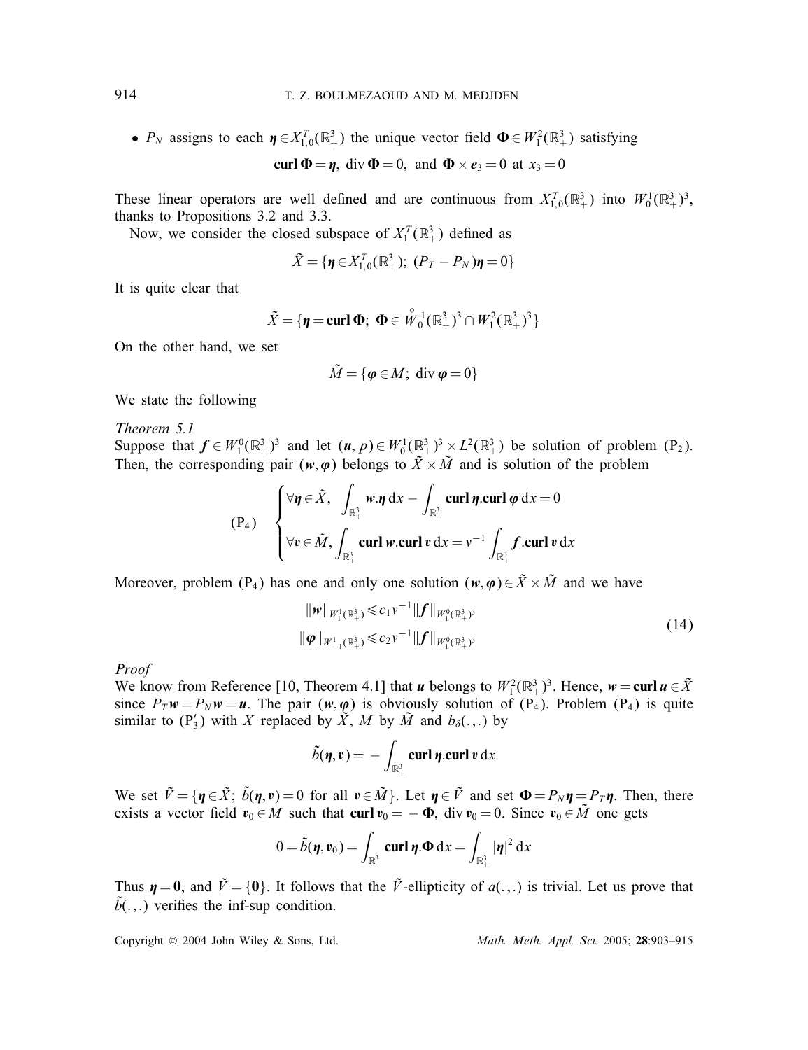- $P_N$ assigns to each $\boldsymbol{\eta} \in X^T_{1,0}(\mathbb{R}^3_+)$ the unique vector field $\boldsymbol{\Phi} \in W^2_1(\mathbb{R}^3_+)$ satisfying

$$\mathbf{curl}\,\boldsymbol{\Phi} = \boldsymbol{\eta},\ \operatorname{div}\boldsymbol{\Phi} = 0,\ \text{and}\ \boldsymbol{\Phi} \times \boldsymbol{e}_3 = 0 \text{ at } x_3 = 0$$

These linear operators are well defined and are continuous from $X^T_{1,0}(\mathbb{R}^3_+)$ into $W^1_0(\mathbb{R}^3_+)^3$, thanks to Propositions 3.2 and 3.3.

Now, we consider the closed subspace of $X^T_1(\mathbb{R}^3_+)$ defined as

$$\tilde{X} = \{\boldsymbol{\eta} \in X^T_{1,0}(\mathbb{R}^3_+);\ (P_T - P_N)\boldsymbol{\eta} = 0\}$$

It is quite clear that

$$\tilde{X} = \{\boldsymbol{\eta} = \mathbf{curl}\,\boldsymbol{\Phi};\ \boldsymbol{\Phi} \in \overset{\circ}{W}{}^1_0(\mathbb{R}^3_+)^3 \cap W^2_1(\mathbb{R}^3_+)^3\}$$

On the other hand, we set

$$\tilde{M} = \{\boldsymbol{\varphi} \in M;\ \operatorname{div}\boldsymbol{\varphi} = 0\}$$

We state the following

*Theorem 5.1*

Suppose that $\boldsymbol{f} \in W^0_1(\mathbb{R}^3_+)^3$ and let $(\boldsymbol{u}, p) \in W^1_0(\mathbb{R}^3_+)^3 \times L^2(\mathbb{R}^3_+)$ be solution of problem (P$_2$). Then, the corresponding pair $(\boldsymbol{w}, \boldsymbol{\varphi})$ belongs to $\tilde{X} \times \tilde{M}$ and is solution of the problem

$$(\mathrm{P}_4)\quad \begin{cases} \forall \boldsymbol{\eta} \in \tilde{X}, & \displaystyle\int_{\mathbb{R}^3_+} \boldsymbol{w}.\boldsymbol{\eta}\,\mathrm{d}x - \int_{\mathbb{R}^3_+} \mathbf{curl}\,\boldsymbol{\eta}.\mathbf{curl}\,\boldsymbol{\varphi}\,\mathrm{d}x = 0 \\ \forall \boldsymbol{v} \in \tilde{M}, & \displaystyle\int_{\mathbb{R}^3_+} \mathbf{curl}\,\boldsymbol{w}.\mathbf{curl}\,\boldsymbol{v}\,\mathrm{d}x = v^{-1}\int_{\mathbb{R}^3_+} \boldsymbol{f}.\mathbf{curl}\,\boldsymbol{v}\,\mathrm{d}x \end{cases}$$

Moreover, problem (P$_4$) has one and only one solution $(\boldsymbol{w}, \boldsymbol{\varphi}) \in \tilde{X} \times \tilde{M}$ and we have

$$\begin{aligned} \|\boldsymbol{w}\|_{W^1_1(\mathbb{R}^3_+)} &\leqslant c_1 v^{-1} \|\boldsymbol{f}\|_{W^0_1(\mathbb{R}^3_+)^3} \\ \|\boldsymbol{\varphi}\|_{W^1_{-1}(\mathbb{R}^3_+)} &\leqslant c_2 v^{-1} \|\boldsymbol{f}\|_{W^0_1(\mathbb{R}^3_+)^3} \end{aligned} \tag{14}$$

*Proof*

We know from Reference [10, Theorem 4.1] that $\boldsymbol{u}$ belongs to $W^2_1(\mathbb{R}^3_+)^3$. Hence, $\boldsymbol{w} = \mathbf{curl}\,\boldsymbol{u} \in \tilde{X}$ since $P_T\boldsymbol{w} = P_N\boldsymbol{w} = \boldsymbol{u}$. The pair $(\boldsymbol{w}, \boldsymbol{\varphi})$ is obviously solution of (P$_4$). Problem (P$_4$) is quite similar to (P$'_3$) with $X$ replaced by $\tilde{X}$, $M$ by $\tilde{M}$ and $b_\delta(.,.)$ by

$$\tilde{b}(\boldsymbol{\eta}, \boldsymbol{v}) = -\int_{\mathbb{R}^3_+} \mathbf{curl}\,\boldsymbol{\eta}.\mathbf{curl}\,\boldsymbol{v}\,\mathrm{d}x$$

We set $\tilde{V} = \{\boldsymbol{\eta} \in \tilde{X};\ \tilde{b}(\boldsymbol{\eta}, \boldsymbol{v}) = 0 \text{ for all } \boldsymbol{v} \in \tilde{M}\}$. Let $\boldsymbol{\eta} \in \tilde{V}$ and set $\boldsymbol{\Phi} = P_N\boldsymbol{\eta} = P_T\boldsymbol{\eta}$. Then, there exists a vector field $\boldsymbol{v}_0 \in M$ such that $\mathbf{curl}\,\boldsymbol{v}_0 = -\boldsymbol{\Phi}$, $\operatorname{div}\boldsymbol{v}_0 = 0$. Since $\boldsymbol{v}_0 \in \tilde{M}$ one gets

$$0 = \tilde{b}(\boldsymbol{\eta}, \boldsymbol{v}_0) = \int_{\mathbb{R}^3_+} \mathbf{curl}\,\boldsymbol{\eta}.\boldsymbol{\Phi}\,\mathrm{d}x = \int_{\mathbb{R}^3_+} |\boldsymbol{\eta}|^2\,\mathrm{d}x$$

Thus $\boldsymbol{\eta} = \mathbf{0}$, and $\tilde{V} = \{\mathbf{0}\}$. It follows that the $\tilde{V}$-ellipticity of $a(.,.)$ is trivial. Let us prove that $\tilde{b}(.,.)$ verifies the inf-sup condition.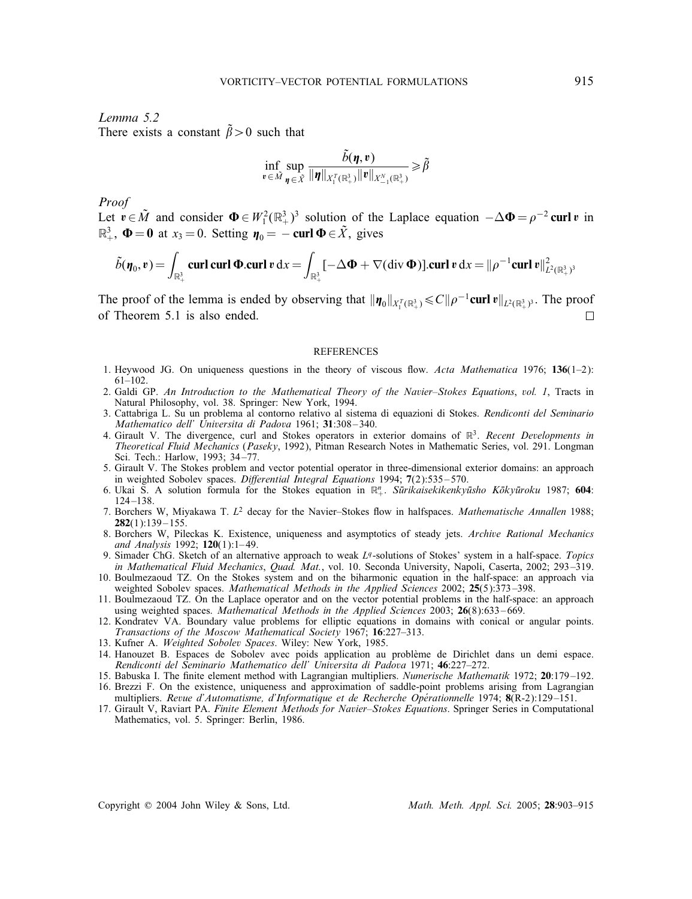*Lemma 5.2*
There exists a constant $\tilde{\beta} > 0$ such that

$$\inf_{\boldsymbol{v} \in \tilde{M}} \sup_{\boldsymbol{\eta} \in \tilde{X}} \frac{\tilde{b}(\boldsymbol{\eta}, \boldsymbol{v})}{\|\boldsymbol{\eta}\|_{X_1^T(\mathbb{R}^3_+)} \|\boldsymbol{v}\|_{X_{-1}^N(\mathbb{R}^3_+)}} \geqslant \tilde{\beta}$$

*Proof*
Let $\boldsymbol{v} \in \tilde{M}$ and consider $\boldsymbol{\Phi} \in W_1^2(\mathbb{R}^3_+)^3$ solution of the Laplace equation $-\Delta \boldsymbol{\Phi} = \rho^{-2} \, \mathbf{curl} \, \boldsymbol{v}$ in $\mathbb{R}^3_+$, $\boldsymbol{\Phi} = \mathbf{0}$ at $x_3 = 0$. Setting $\boldsymbol{\eta}_0 = -\,\mathbf{curl}\, \boldsymbol{\Phi} \in \tilde{X}$, gives

$$\tilde{b}(\boldsymbol{\eta}_0, \boldsymbol{v}) = \int_{\mathbb{R}^3_+} \mathbf{curl}\, \mathbf{curl}\, \boldsymbol{\Phi} . \mathbf{curl}\, \boldsymbol{v} \, \mathrm{d}x = \int_{\mathbb{R}^3_+} [-\Delta \boldsymbol{\Phi} + \nabla(\operatorname{div} \boldsymbol{\Phi})] . \mathbf{curl}\, \boldsymbol{v} \, \mathrm{d}x = \|\rho^{-1} \mathbf{curl}\, \boldsymbol{v}\|^2_{L^2(\mathbb{R}^3_+)^3}$$

The proof of the lemma is ended by observing that $\|\boldsymbol{\eta}_0\|_{X_1^T(\mathbb{R}^3_+)} \leqslant C \|\rho^{-1} \mathbf{curl}\, \boldsymbol{v}\|_{L^2(\mathbb{R}^3_+)^3}$. The proof of Theorem 5.1 is also ended. $\square$

## REFERENCES

1. Heywood JG. On uniqueness questions in the theory of viscous flow. *Acta Mathematica* 1976; **136**(1–2): 61–102.
2. Galdi GP. *An Introduction to the Mathematical Theory of the Navier–Stokes Equations*, *vol. 1*, Tracts in Natural Philosophy, vol. 38. Springer: New York, 1994.
3. Cattabriga L. Su un problema al contorno relativo al sistema di equazioni di Stokes. *Rendiconti del Seminario Mathematico dell' Universita di Padova* 1961; **31**:308–340.
4. Girault V. The divergence, curl and Stokes operators in exterior domains of $\mathbb{R}^3$. *Recent Developments in Theoretical Fluid Mechanics* (*Paseky*, 1992), Pitman Research Notes in Mathematic Series, vol. 291. Longman Sci. Tech.: Harlow, 1993; 34–77.
5. Girault V. The Stokes problem and vector potential operator in three-dimensional exterior domains: an approach in weighted Sobolev spaces. *Differential Integral Equations* 1994; **7**(2):535–570.
6. Ukai S. A solution formula for the Stokes equation in $\mathbb{R}^n_+$. *Sūrikaisekikenkyūsho Kōkyūroku* 1987; **604**: 124–138.
7. Borchers W, Miyakawa T. $L^2$ decay for the Navier–Stokes flow in halfspaces. *Mathematische Annallen* 1988; **282**(1):139–155.
8. Borchers W, Pileckas K. Existence, uniqueness and asymptotics of steady jets. *Archive Rational Mechanics and Analysis* 1992; **120**(1):1–49.
9. Simader ChG. Sketch of an alternative approach to weak $L^q$-solutions of Stokes' system in a half-space. *Topics in Mathematical Fluid Mechanics*, *Quad. Mat.*, vol. 10. Seconda University, Napoli, Caserta, 2002; 293–319.
10. Boulmezaoud TZ. On the Stokes system and on the biharmonic equation in the half-space: an approach via weighted Sobolev spaces. *Mathematical Methods in the Applied Sciences* 2002; **25**(5):373–398.
11. Boulmezaoud TZ. On the Laplace operator and on the vector potential problems in the half-space: an approach using weighted spaces. *Mathematical Methods in the Applied Sciences* 2003; **26**(8):633–669.
12. Kondratev VA. Boundary value problems for elliptic equations in domains with conical or angular points. *Transactions of the Moscow Mathematical Society* 1967; **16**:227–313.
13. Kufner A. *Weighted Sobolev Spaces*. Wiley: New York, 1985.
14. Hanouzet B. Espaces de Sobolev avec poids application au problème de Dirichlet dans un demi espace. *Rendiconti del Seminario Mathematico dell' Universita di Padova* 1971; **46**:227–272.
15. Babuska I. The finite element method with Lagrangian multipliers. *Numerische Mathematik* 1972; **20**:179–192.
16. Brezzi F. On the existence, uniqueness and approximation of saddle-point problems arising from Lagrangian multipliers. *Revue d'Automatisme, d'Informatique et de Recherche Opérationnelle* 1974; **8**(R-2):129–151.
17. Girault V, Raviart PA. *Finite Element Methods for Navier–Stokes Equations*. Springer Series in Computational Mathematics, vol. 5. Springer: Berlin, 1986.